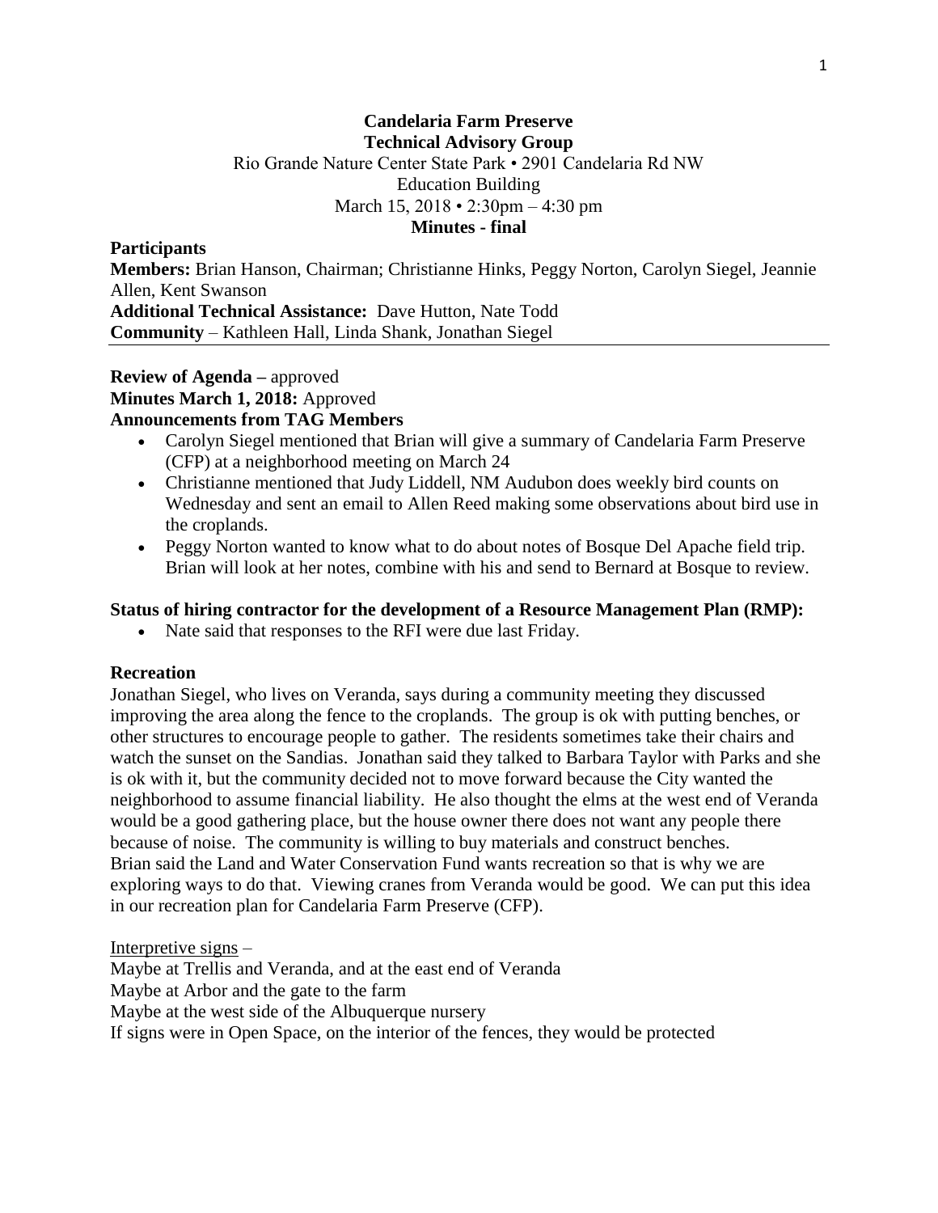**Candelaria Farm Preserve**
**Technical Advisory Group**
Rio Grande Nature Center State Park • 2901 Candelaria Rd NW
Education Building
March 15, 2018 • 2:30pm – 4:30 pm
**Minutes - final**

**Participants**
**Members:** Brian Hanson, Chairman; Christianne Hinks, Peggy Norton, Carolyn Siegel, Jeannie Allen, Kent Swanson
**Additional Technical Assistance:** Dave Hutton, Nate Todd
**Community** – Kathleen Hall, Linda Shank, Jonathan Siegel

---

**Review of Agenda –** approved
**Minutes March 1, 2018:** Approved
**Announcements from TAG Members**

- Carolyn Siegel mentioned that Brian will give a summary of Candelaria Farm Preserve (CFP) at a neighborhood meeting on March 24
- Christianne mentioned that Judy Liddell, NM Audubon does weekly bird counts on Wednesday and sent an email to Allen Reed making some observations about bird use in the croplands.
- Peggy Norton wanted to know what to do about notes of Bosque Del Apache field trip. Brian will look at her notes, combine with his and send to Bernard at Bosque to review.

**Status of hiring contractor for the development of a Resource Management Plan (RMP):**

- Nate said that responses to the RFI were due last Friday.

**Recreation**

Jonathan Siegel, who lives on Veranda, says during a community meeting they discussed improving the area along the fence to the croplands. The group is ok with putting benches, or other structures to encourage people to gather. The residents sometimes take their chairs and watch the sunset on the Sandias. Jonathan said they talked to Barbara Taylor with Parks and she is ok with it, but the community decided not to move forward because the City wanted the neighborhood to assume financial liability. He also thought the elms at the west end of Veranda would be a good gathering place, but the house owner there does not want any people there because of noise. The community is willing to buy materials and construct benches.
Brian said the Land and Water Conservation Fund wants recreation so that is why we are exploring ways to do that. Viewing cranes from Veranda would be good. We can put this idea in our recreation plan for Candelaria Farm Preserve (CFP).

<u>Interpretive signs</u> –
Maybe at Trellis and Veranda, and at the east end of Veranda
Maybe at Arbor and the gate to the farm
Maybe at the west side of the Albuquerque nursery
If signs were in Open Space, on the interior of the fences, they would be protected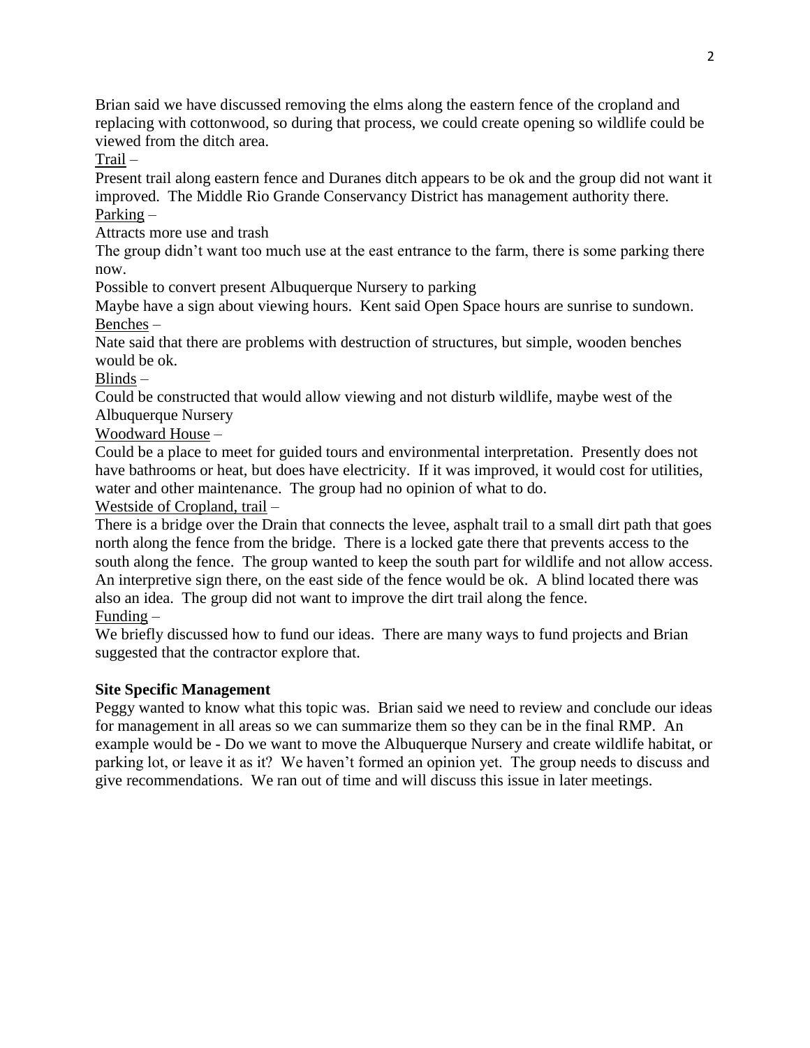Brian said we have discussed removing the elms along the eastern fence of the cropland and replacing with cottonwood, so during that process, we could create opening so wildlife could be viewed from the ditch area.

<u>Trail</u> –

Present trail along eastern fence and Duranes ditch appears to be ok and the group did not want it improved. The Middle Rio Grande Conservancy District has management authority there.

<u>Parking</u> –

Attracts more use and trash

The group didn't want too much use at the east entrance to the farm, there is some parking there now.

Possible to convert present Albuquerque Nursery to parking

Maybe have a sign about viewing hours. Kent said Open Space hours are sunrise to sundown.

<u>Benches</u> –

Nate said that there are problems with destruction of structures, but simple, wooden benches would be ok.

<u>Blinds</u> –

Could be constructed that would allow viewing and not disturb wildlife, maybe west of the Albuquerque Nursery

<u>Woodward House</u> –

Could be a place to meet for guided tours and environmental interpretation. Presently does not have bathrooms or heat, but does have electricity. If it was improved, it would cost for utilities, water and other maintenance. The group had no opinion of what to do.

<u>Westside of Cropland, trail</u> –

There is a bridge over the Drain that connects the levee, asphalt trail to a small dirt path that goes north along the fence from the bridge. There is a locked gate there that prevents access to the south along the fence. The group wanted to keep the south part for wildlife and not allow access. An interpretive sign there, on the east side of the fence would be ok. A blind located there was also an idea. The group did not want to improve the dirt trail along the fence.

<u>Funding</u> –

We briefly discussed how to fund our ideas. There are many ways to fund projects and Brian suggested that the contractor explore that.

**Site Specific Management**

Peggy wanted to know what this topic was. Brian said we need to review and conclude our ideas for management in all areas so we can summarize them so they can be in the final RMP. An example would be - Do we want to move the Albuquerque Nursery and create wildlife habitat, or parking lot, or leave it as it? We haven't formed an opinion yet. The group needs to discuss and give recommendations. We ran out of time and will discuss this issue in later meetings.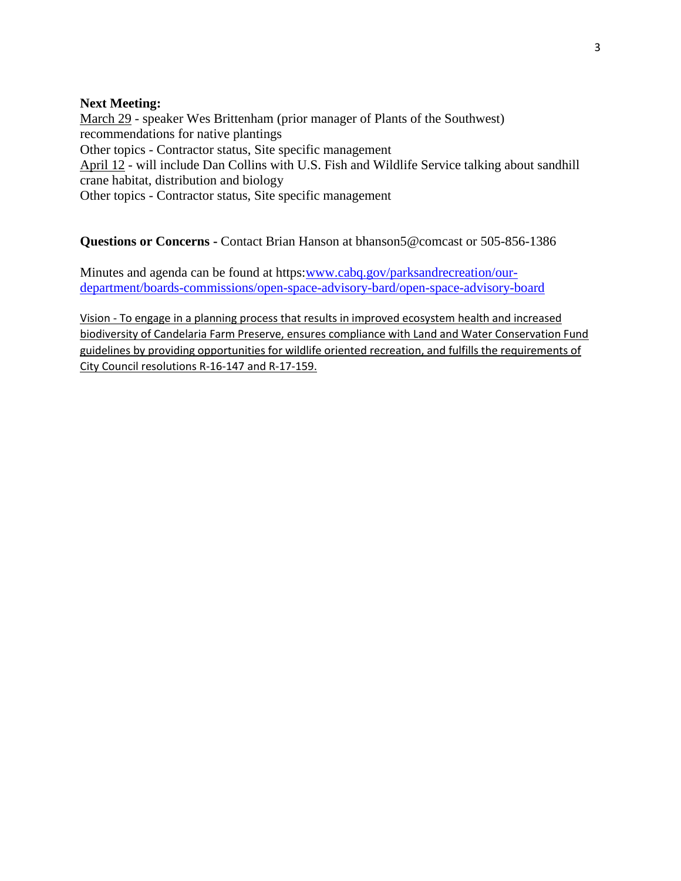**Next Meeting:**

March 29 - speaker Wes Brittenham (prior manager of Plants of the Southwest) recommendations for native plantings
Other topics - Contractor status, Site specific management
April 12 - will include Dan Collins with U.S. Fish and Wildlife Service talking about sandhill crane habitat, distribution and biology
Other topics - Contractor status, Site specific management

**Questions or Concerns -** Contact Brian Hanson at bhanson5@comcast or 505-856-1386

Minutes and agenda can be found at https:www.cabq.gov/parksandrecreation/our-department/boards-commissions/open-space-advisory-bard/open-space-advisory-board

Vision - To engage in a planning process that results in improved ecosystem health and increased biodiversity of Candelaria Farm Preserve, ensures compliance with Land and Water Conservation Fund guidelines by providing opportunities for wildlife oriented recreation, and fulfills the requirements of City Council resolutions R-16-147 and R-17-159.